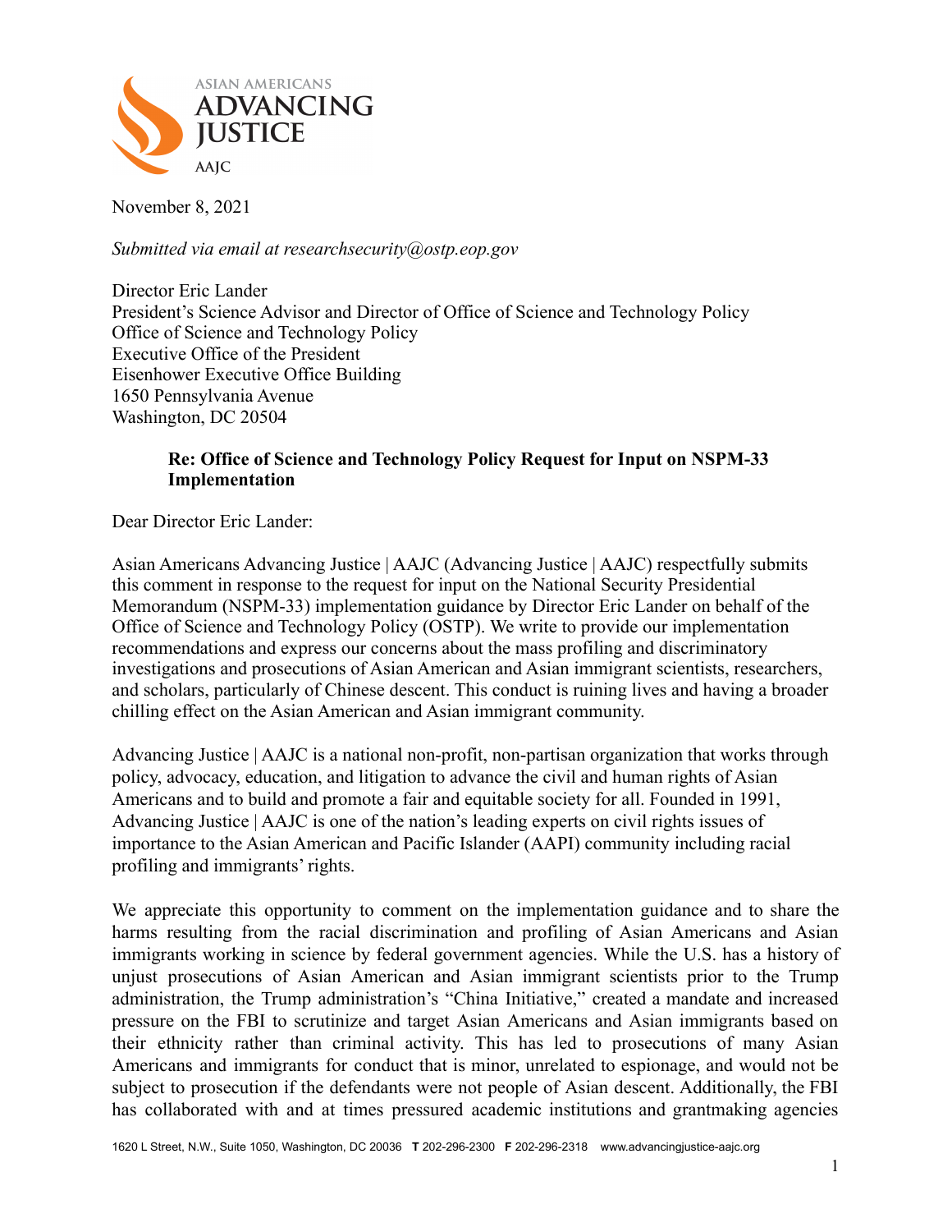ASIAN AMERICANS ADVANCING JUSTICE AAJC

November 8, 2021

*Submitted via email at researchsecurity@ostp.eop.gov*

Director Eric Lander
President's Science Advisor and Director of Office of Science and Technology Policy
Office of Science and Technology Policy
Executive Office of the President
Eisenhower Executive Office Building
1650 Pennsylvania Avenue
Washington, DC 20504

**Re: Office of Science and Technology Policy Request for Input on NSPM-33 Implementation**

Dear Director Eric Lander:

Asian Americans Advancing Justice | AAJC (Advancing Justice | AAJC) respectfully submits this comment in response to the request for input on the National Security Presidential Memorandum (NSPM-33) implementation guidance by Director Eric Lander on behalf of the Office of Science and Technology Policy (OSTP). We write to provide our implementation recommendations and express our concerns about the mass profiling and discriminatory investigations and prosecutions of Asian American and Asian immigrant scientists, researchers, and scholars, particularly of Chinese descent. This conduct is ruining lives and having a broader chilling effect on the Asian American and Asian immigrant community.

Advancing Justice | AAJC is a national non-profit, non-partisan organization that works through policy, advocacy, education, and litigation to advance the civil and human rights of Asian Americans and to build and promote a fair and equitable society for all. Founded in 1991, Advancing Justice | AAJC is one of the nation's leading experts on civil rights issues of importance to the Asian American and Pacific Islander (AAPI) community including racial profiling and immigrants' rights.

We appreciate this opportunity to comment on the implementation guidance and to share the harms resulting from the racial discrimination and profiling of Asian Americans and Asian immigrants working in science by federal government agencies. While the U.S. has a history of unjust prosecutions of Asian American and Asian immigrant scientists prior to the Trump administration, the Trump administration's "China Initiative," created a mandate and increased pressure on the FBI to scrutinize and target Asian Americans and Asian immigrants based on their ethnicity rather than criminal activity. This has led to prosecutions of many Asian Americans and immigrants for conduct that is minor, unrelated to espionage, and would not be subject to prosecution if the defendants were not people of Asian descent. Additionally, the FBI has collaborated with and at times pressured academic institutions and grantmaking agencies

1620 L Street, N.W., Suite 1050, Washington, DC 20036 **T** 202-296-2300 **F** 202-296-2318 www.advancingjustice-aajc.org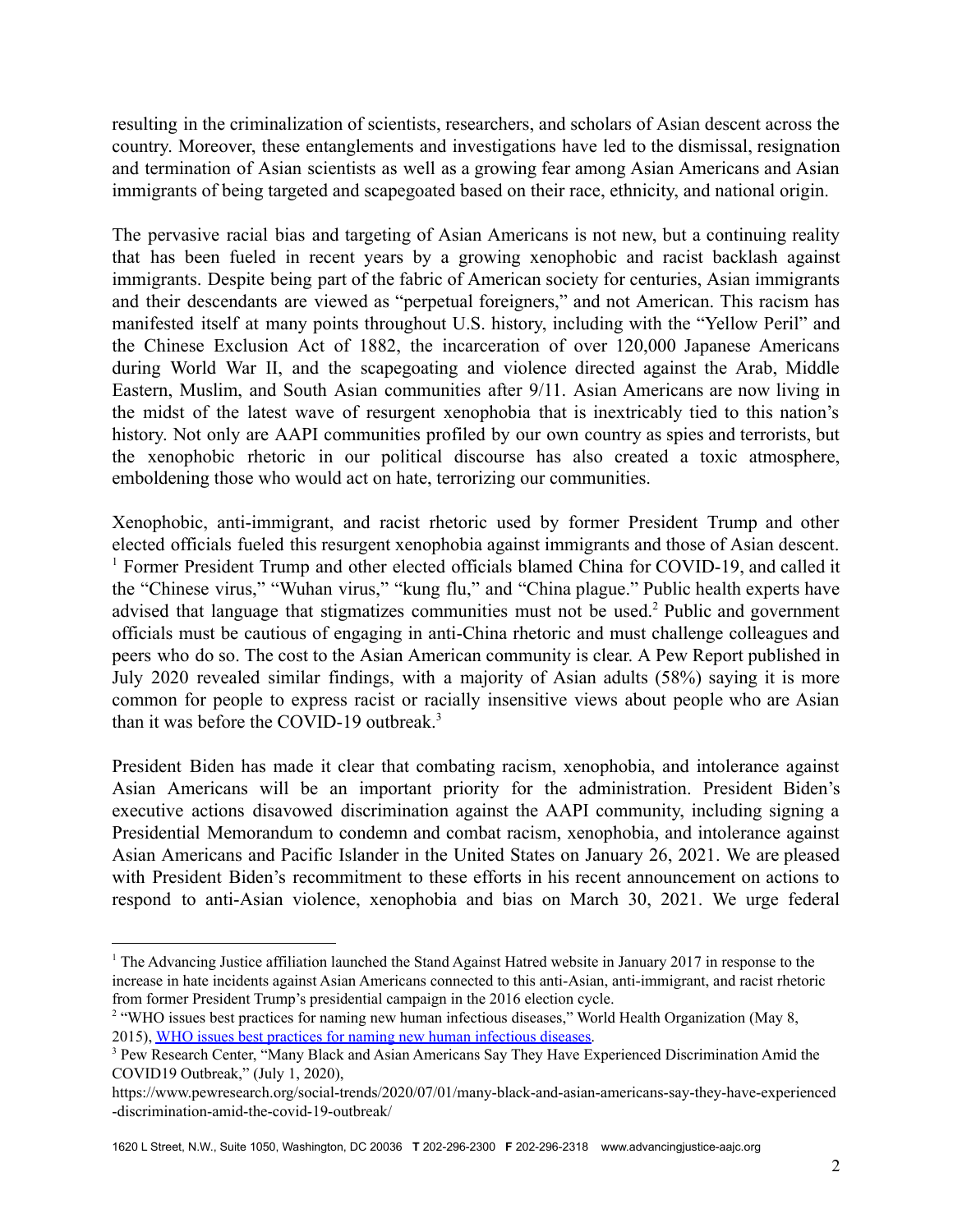resulting in the criminalization of scientists, researchers, and scholars of Asian descent across the country. Moreover, these entanglements and investigations have led to the dismissal, resignation and termination of Asian scientists as well as a growing fear among Asian Americans and Asian immigrants of being targeted and scapegoated based on their race, ethnicity, and national origin.

The pervasive racial bias and targeting of Asian Americans is not new, but a continuing reality that has been fueled in recent years by a growing xenophobic and racist backlash against immigrants. Despite being part of the fabric of American society for centuries, Asian immigrants and their descendants are viewed as "perpetual foreigners," and not American. This racism has manifested itself at many points throughout U.S. history, including with the "Yellow Peril" and the Chinese Exclusion Act of 1882, the incarceration of over 120,000 Japanese Americans during World War II, and the scapegoating and violence directed against the Arab, Middle Eastern, Muslim, and South Asian communities after 9/11. Asian Americans are now living in the midst of the latest wave of resurgent xenophobia that is inextricably tied to this nation's history. Not only are AAPI communities profiled by our own country as spies and terrorists, but the xenophobic rhetoric in our political discourse has also created a toxic atmosphere, emboldening those who would act on hate, terrorizing our communities.

Xenophobic, anti-immigrant, and racist rhetoric used by former President Trump and other elected officials fueled this resurgent xenophobia against immigrants and those of Asian descent.[1] Former President Trump and other elected officials blamed China for COVID-19, and called it the "Chinese virus," "Wuhan virus," "kung flu," and "China plague." Public health experts have advised that language that stigmatizes communities must not be used.[2] Public and government officials must be cautious of engaging in anti-China rhetoric and must challenge colleagues and peers who do so. The cost to the Asian American community is clear. A Pew Report published in July 2020 revealed similar findings, with a majority of Asian adults (58%) saying it is more common for people to express racist or racially insensitive views about people who are Asian than it was before the COVID-19 outbreak.[3]

President Biden has made it clear that combating racism, xenophobia, and intolerance against Asian Americans will be an important priority for the administration. President Biden's executive actions disavowed discrimination against the AAPI community, including signing a Presidential Memorandum to condemn and combat racism, xenophobia, and intolerance against Asian Americans and Pacific Islander in the United States on January 26, 2021. We are pleased with President Biden's recommitment to these efforts in his recent announcement on actions to respond to anti-Asian violence, xenophobia and bias on March 30, 2021. We urge federal

---

[1] The Advancing Justice affiliation launched the Stand Against Hatred website in January 2017 in response to the increase in hate incidents against Asian Americans connected to this anti-Asian, anti-immigrant, and racist rhetoric from former President Trump's presidential campaign in the 2016 election cycle.

[2] "WHO issues best practices for naming new human infectious diseases," World Health Organization (May 8, 2015), WHO issues best practices for naming new human infectious diseases.

[3] Pew Research Center, "Many Black and Asian Americans Say They Have Experienced Discrimination Amid the COVID19 Outbreak," (July 1, 2020), https://www.pewresearch.org/social-trends/2020/07/01/many-black-and-asian-americans-say-they-have-experienced-discrimination-amid-the-covid-19-outbreak/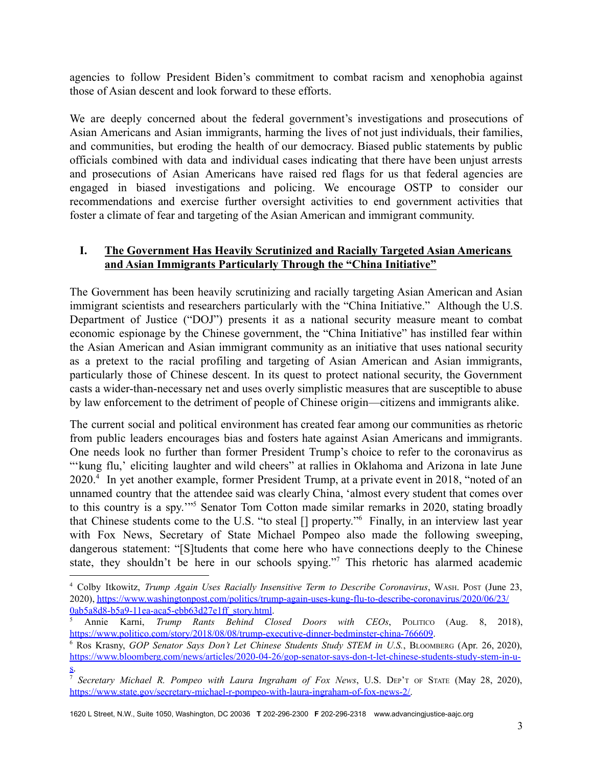agencies to follow President Biden's commitment to combat racism and xenophobia against those of Asian descent and look forward to these efforts.

We are deeply concerned about the federal government's investigations and prosecutions of Asian Americans and Asian immigrants, harming the lives of not just individuals, their families, and communities, but eroding the health of our democracy. Biased public statements by public officials combined with data and individual cases indicating that there have been unjust arrests and prosecutions of Asian Americans have raised red flags for us that federal agencies are engaged in biased investigations and policing. We encourage OSTP to consider our recommendations and exercise further oversight activities to end government activities that foster a climate of fear and targeting of the Asian American and immigrant community.

## I. The Government Has Heavily Scrutinized and Racially Targeted Asian Americans and Asian Immigrants Particularly Through the "China Initiative"

The Government has been heavily scrutinizing and racially targeting Asian American and Asian immigrant scientists and researchers particularly with the "China Initiative." Although the U.S. Department of Justice ("DOJ") presents it as a national security measure meant to combat economic espionage by the Chinese government, the "China Initiative" has instilled fear within the Asian American and Asian immigrant community as an initiative that uses national security as a pretext to the racial profiling and targeting of Asian American and Asian immigrants, particularly those of Chinese descent. In its quest to protect national security, the Government casts a wider-than-necessary net and uses overly simplistic measures that are susceptible to abuse by law enforcement to the detriment of people of Chinese origin—citizens and immigrants alike.

The current social and political environment has created fear among our communities as rhetoric from public leaders encourages bias and fosters hate against Asian Americans and immigrants. One needs look no further than former President Trump's choice to refer to the coronavirus as "'kung flu,' eliciting laughter and wild cheers" at rallies in Oklahoma and Arizona in late June 2020.[4] In yet another example, former President Trump, at a private event in 2018, "noted of an unnamed country that the attendee said was clearly China, 'almost every student that comes over to this country is a spy.'"[5] Senator Tom Cotton made similar remarks in 2020, stating broadly that Chinese students come to the U.S. "to steal [] property."[6] Finally, in an interview last year with Fox News, Secretary of State Michael Pompeo also made the following sweeping, dangerous statement: "[S]tudents that come here who have connections deeply to the Chinese state, they shouldn't be here in our schools spying."[7] This rhetoric has alarmed academic

---

[4] Colby Itkowitz, *Trump Again Uses Racially Insensitive Term to Describe Coronavirus*, WASH. POST (June 23, 2020), https://www.washingtonpost.com/politics/trump-again-uses-kung-flu-to-describe-coronavirus/2020/06/23/0ab5a8d8-b5a9-11ea-aca5-ebb63d27e1ff_story.html.

[5] Annie Karni, *Trump Rants Behind Closed Doors with CEOs*, POLITICO (Aug. 8, 2018), https://www.politico.com/story/2018/08/08/trump-executive-dinner-bedminster-china-766609.

[6] Ros Krasny, *GOP Senator Says Don't Let Chinese Students Study STEM in U.S.*, BLOOMBERG (Apr. 26, 2020), https://www.bloomberg.com/news/articles/2020-04-26/gop-senator-says-don-t-let-chinese-students-study-stem-in-u-s.

[7] *Secretary Michael R. Pompeo with Laura Ingraham of Fox News*, U.S. DEP'T OF STATE (May 28, 2020), https://www.state.gov/secretary-michael-r-pompeo-with-laura-ingraham-of-fox-news-2/.

1620 L Street, N.W., Suite 1050, Washington, DC 20036 **T** 202-296-2300 **F** 202-296-2318 www.advancingjustice-aajc.org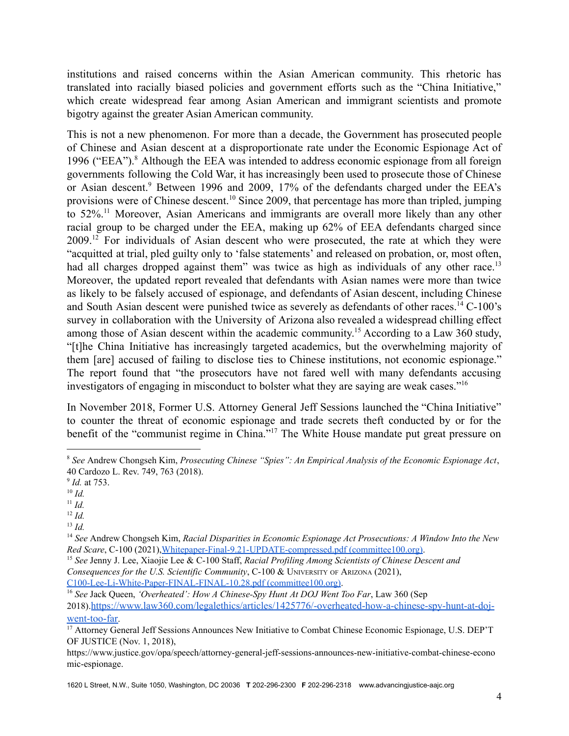institutions and raised concerns within the Asian American community. This rhetoric has translated into racially biased policies and government efforts such as the "China Initiative," which create widespread fear among Asian American and immigrant scientists and promote bigotry against the greater Asian American community.

This is not a new phenomenon. For more than a decade, the Government has prosecuted people of Chinese and Asian descent at a disproportionate rate under the Economic Espionage Act of 1996 ("EEA").[8] Although the EEA was intended to address economic espionage from all foreign governments following the Cold War, it has increasingly been used to prosecute those of Chinese or Asian descent.[9] Between 1996 and 2009, 17% of the defendants charged under the EEA's provisions were of Chinese descent.[10] Since 2009, that percentage has more than tripled, jumping to 52%.[11] Moreover, Asian Americans and immigrants are overall more likely than any other racial group to be charged under the EEA, making up 62% of EEA defendants charged since 2009.[12] For individuals of Asian descent who were prosecuted, the rate at which they were "acquitted at trial, pled guilty only to 'false statements' and released on probation, or, most often, had all charges dropped against them" was twice as high as individuals of any other race.[13] Moreover, the updated report revealed that defendants with Asian names were more than twice as likely to be falsely accused of espionage, and defendants of Asian descent, including Chinese and South Asian descent were punished twice as severely as defendants of other races.[14] C-100's survey in collaboration with the University of Arizona also revealed a widespread chilling effect among those of Asian descent within the academic community.[15] According to a Law 360 study, "[t]he China Initiative has increasingly targeted academics, but the overwhelming majority of them [are] accused of failing to disclose ties to Chinese institutions, not economic espionage." The report found that "the prosecutors have not fared well with many defendants accusing investigators of engaging in misconduct to bolster what they are saying are weak cases."[16]

In November 2018, Former U.S. Attorney General Jeff Sessions launched the "China Initiative" to counter the threat of economic espionage and trade secrets theft conducted by or for the benefit of the "communist regime in China."[17] The White House mandate put great pressure on

---

[8] *See* Andrew Chongseh Kim, *Prosecuting Chinese "Spies": An Empirical Analysis of the Economic Espionage Act*, 40 Cardozo L. Rev. 749, 763 (2018).

[9] *Id.* at 753.

[10] *Id.*

[11] *Id.*

[12] *Id.*

[13] *Id.*

[14] *See* Andrew Chongseh Kim, *Racial Disparities in Economic Espionage Act Prosecutions: A Window Into the New Red Scare*, C-100 (2021), Whitepaper-Final-9.21-UPDATE-compressed.pdf (committee100.org).

[15] *See* Jenny J. Lee, Xiaojie Lee & C-100 Staff, *Racial Profiling Among Scientists of Chinese Descent and Consequences for the U.S. Scientific Community*, C-100 & University of Arizona (2021), C100-Lee-Li-White-Paper-FINAL-FINAL-10.28.pdf (committee100.org).

[16] *See* Jack Queen, *'Overheated': How A Chinese-Spy Hunt At DOJ Went Too Far*, Law 360 (Sep 2018). https://www.law360.com/legalethics/articles/1425776/-overheated-how-a-chinese-spy-hunt-at-doj-went-too-far.

[17] Attorney General Jeff Sessions Announces New Initiative to Combat Chinese Economic Espionage, U.S. DEP'T OF JUSTICE (Nov. 1, 2018), https://www.justice.gov/opa/speech/attorney-general-jeff-sessions-announces-new-initiative-combat-chinese-economic-espionage.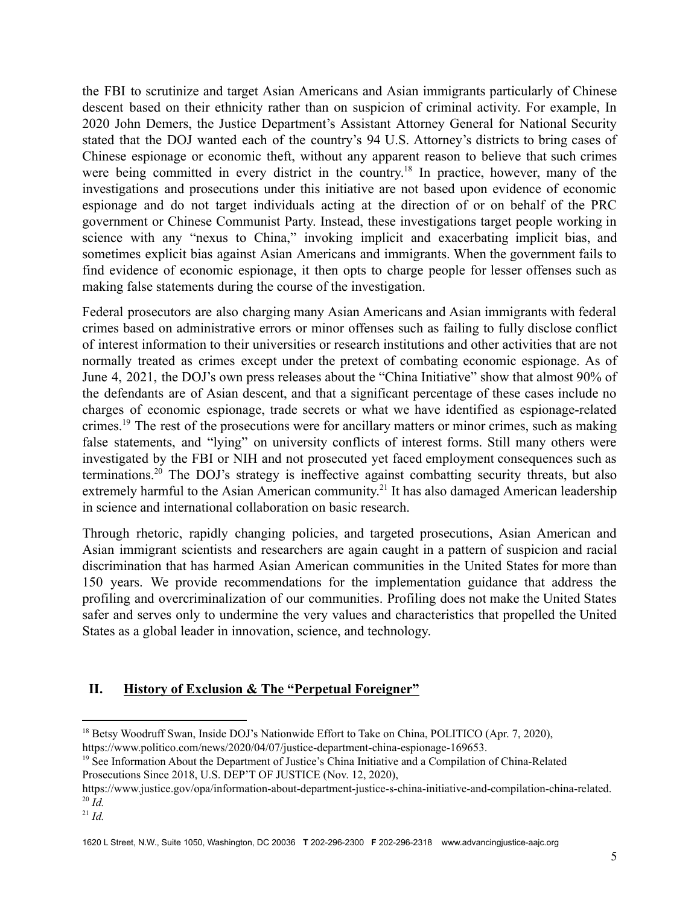the FBI to scrutinize and target Asian Americans and Asian immigrants particularly of Chinese descent based on their ethnicity rather than on suspicion of criminal activity. For example, In 2020 John Demers, the Justice Department's Assistant Attorney General for National Security stated that the DOJ wanted each of the country's 94 U.S. Attorney's districts to bring cases of Chinese espionage or economic theft, without any apparent reason to believe that such crimes were being committed in every district in the country.[18] In practice, however, many of the investigations and prosecutions under this initiative are not based upon evidence of economic espionage and do not target individuals acting at the direction of or on behalf of the PRC government or Chinese Communist Party. Instead, these investigations target people working in science with any "nexus to China," invoking implicit and exacerbating implicit bias, and sometimes explicit bias against Asian Americans and immigrants. When the government fails to find evidence of economic espionage, it then opts to charge people for lesser offenses such as making false statements during the course of the investigation.

Federal prosecutors are also charging many Asian Americans and Asian immigrants with federal crimes based on administrative errors or minor offenses such as failing to fully disclose conflict of interest information to their universities or research institutions and other activities that are not normally treated as crimes except under the pretext of combating economic espionage. As of June 4, 2021, the DOJ's own press releases about the "China Initiative" show that almost 90% of the defendants are of Asian descent, and that a significant percentage of these cases include no charges of economic espionage, trade secrets or what we have identified as espionage-related crimes.[19] The rest of the prosecutions were for ancillary matters or minor crimes, such as making false statements, and "lying" on university conflicts of interest forms. Still many others were investigated by the FBI or NIH and not prosecuted yet faced employment consequences such as terminations.[20] The DOJ's strategy is ineffective against combatting security threats, but also extremely harmful to the Asian American community.[21] It has also damaged American leadership in science and international collaboration on basic research.

Through rhetoric, rapidly changing policies, and targeted prosecutions, Asian American and Asian immigrant scientists and researchers are again caught in a pattern of suspicion and racial discrimination that has harmed Asian American communities in the United States for more than 150 years. We provide recommendations for the implementation guidance that address the profiling and overcriminalization of our communities. Profiling does not make the United States safer and serves only to undermine the very values and characteristics that propelled the United States as a global leader in innovation, science, and technology.

## II. History of Exclusion & The "Perpetual Foreigner"

---

[18] Betsy Woodruff Swan, Inside DOJ's Nationwide Effort to Take on China, POLITICO (Apr. 7, 2020), https://www.politico.com/news/2020/04/07/justice-department-china-espionage-169653.

[19] See Information About the Department of Justice's China Initiative and a Compilation of China-Related Prosecutions Since 2018, U.S. DEP'T OF JUSTICE (Nov. 12, 2020), https://www.justice.gov/opa/information-about-department-justice-s-china-initiative-and-compilation-china-related.

[20] *Id.*

[21] *Id.*

1620 L Street, N.W., Suite 1050, Washington, DC 20036 **T** 202-296-2300 **F** 202-296-2318 www.advancingjustice-aajc.org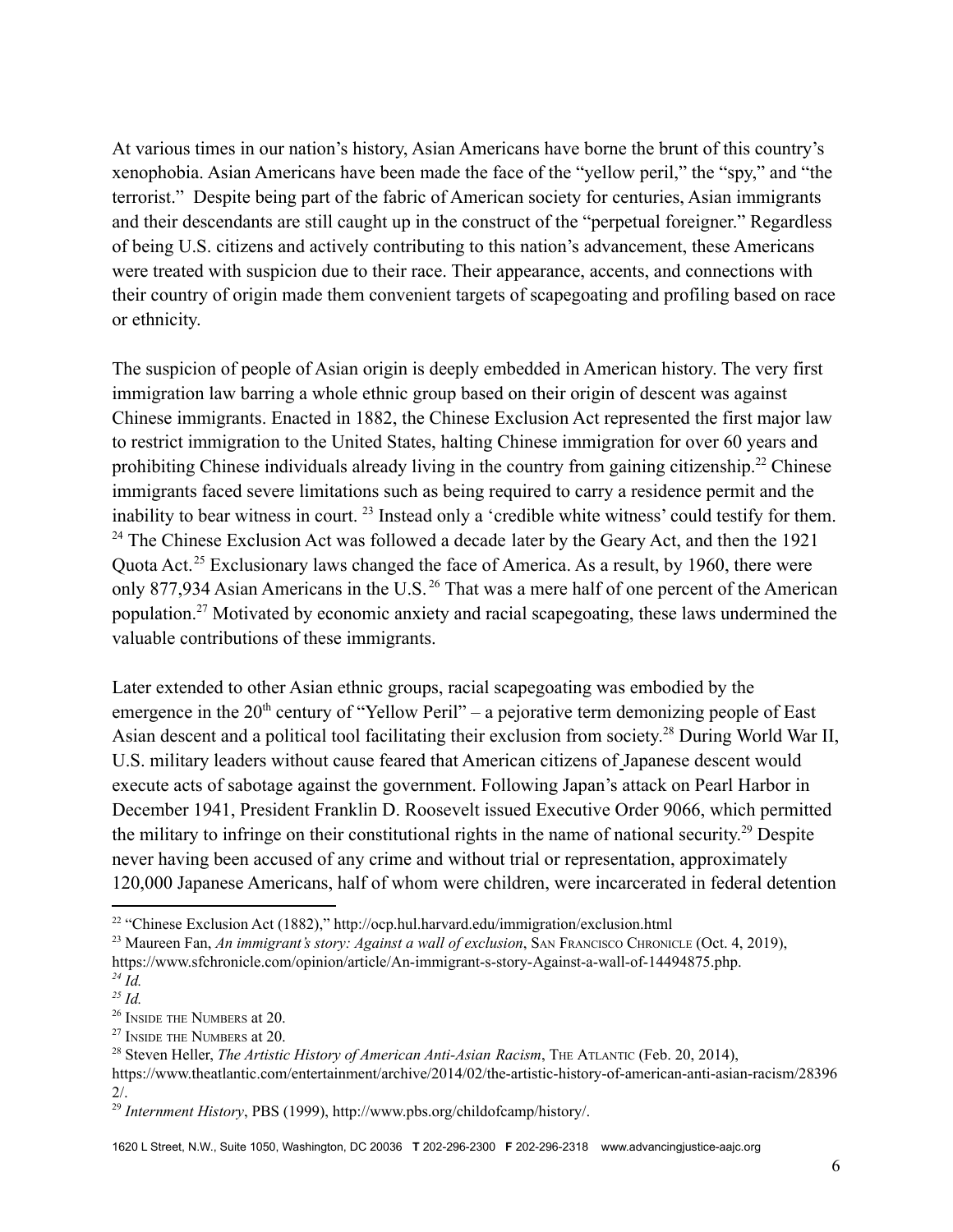At various times in our nation's history, Asian Americans have borne the brunt of this country's xenophobia. Asian Americans have been made the face of the "yellow peril," the "spy," and "the terrorist." Despite being part of the fabric of American society for centuries, Asian immigrants and their descendants are still caught up in the construct of the "perpetual foreigner." Regardless of being U.S. citizens and actively contributing to this nation's advancement, these Americans were treated with suspicion due to their race. Their appearance, accents, and connections with their country of origin made them convenient targets of scapegoating and profiling based on race or ethnicity.

The suspicion of people of Asian origin is deeply embedded in American history. The very first immigration law barring a whole ethnic group based on their origin of descent was against Chinese immigrants. Enacted in 1882, the Chinese Exclusion Act represented the first major law to restrict immigration to the United States, halting Chinese immigration for over 60 years and prohibiting Chinese individuals already living in the country from gaining citizenship.[22] Chinese immigrants faced severe limitations such as being required to carry a residence permit and the inability to bear witness in court. [23] Instead only a 'credible white witness' could testify for them. [24] The Chinese Exclusion Act was followed a decade later by the Geary Act, and then the 1921 Quota Act.[25] Exclusionary laws changed the face of America. As a result, by 1960, there were only 877,934 Asian Americans in the U.S.[26] That was a mere half of one percent of the American population.[27] Motivated by economic anxiety and racial scapegoating, these laws undermined the valuable contributions of these immigrants.

Later extended to other Asian ethnic groups, racial scapegoating was embodied by the emergence in the 20th century of "Yellow Peril" – a pejorative term demonizing people of East Asian descent and a political tool facilitating their exclusion from society.[28] During World War II, U.S. military leaders without cause feared that American citizens of Japanese descent would execute acts of sabotage against the government. Following Japan's attack on Pearl Harbor in December 1941, President Franklin D. Roosevelt issued Executive Order 9066, which permitted the military to infringe on their constitutional rights in the name of national security.[29] Despite never having been accused of any crime and without trial or representation, approximately 120,000 Japanese Americans, half of whom were children, were incarcerated in federal detention

---

[22] "Chinese Exclusion Act (1882)," http://ocp.hul.harvard.edu/immigration/exclusion.html

[23] Maureen Fan, *An immigrant's story: Against a wall of exclusion*, San Francisco Chronicle (Oct. 4, 2019), https://www.sfchronicle.com/opinion/article/An-immigrant-s-story-Against-a-wall-of-14494875.php.

[24] *Id.*

[25] *Id.*

[26] Inside the Numbers at 20.

[27] Inside the Numbers at 20.

[28] Steven Heller, *The Artistic History of American Anti-Asian Racism*, The Atlantic (Feb. 20, 2014), https://www.theatlantic.com/entertainment/archive/2014/02/the-artistic-history-of-american-anti-asian-racism/283962/.

[29] *Internment History*, PBS (1999), http://www.pbs.org/childofcamp/history/.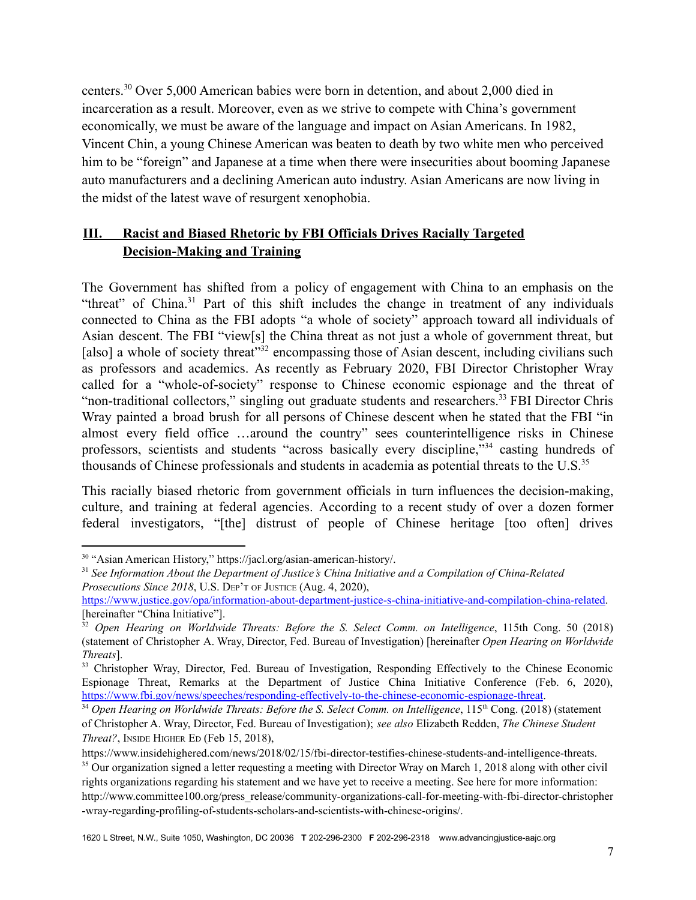centers.[30] Over 5,000 American babies were born in detention, and about 2,000 died in incarceration as a result. Moreover, even as we strive to compete with China's government economically, we must be aware of the language and impact on Asian Americans. In 1982, Vincent Chin, a young Chinese American was beaten to death by two white men who perceived him to be "foreign" and Japanese at a time when there were insecurities about booming Japanese auto manufacturers and a declining American auto industry. Asian Americans are now living in the midst of the latest wave of resurgent xenophobia.

## III. Racist and Biased Rhetoric by FBI Officials Drives Racially Targeted Decision-Making and Training

The Government has shifted from a policy of engagement with China to an emphasis on the "threat" of China.[31] Part of this shift includes the change in treatment of any individuals connected to China as the FBI adopts "a whole of society" approach toward all individuals of Asian descent. The FBI "view[s] the China threat as not just a whole of government threat, but [also] a whole of society threat"[32] encompassing those of Asian descent, including civilians such as professors and academics. As recently as February 2020, FBI Director Christopher Wray called for a "whole-of-society" response to Chinese economic espionage and the threat of "non-traditional collectors," singling out graduate students and researchers.[33] FBI Director Chris Wray painted a broad brush for all persons of Chinese descent when he stated that the FBI "in almost every field office …around the country" sees counterintelligence risks in Chinese professors, scientists and students "across basically every discipline,"[34] casting hundreds of thousands of Chinese professionals and students in academia as potential threats to the U.S.[35]

This racially biased rhetoric from government officials in turn influences the decision-making, culture, and training at federal agencies. According to a recent study of over a dozen former federal investigators, "[the] distrust of people of Chinese heritage [too often] drives

---

[30] "Asian American History," https://jacl.org/asian-american-history/.

[31] *See Information About the Department of Justice's China Initiative and a Compilation of China-Related Prosecutions Since 2018*, U.S. Dep't of Justice (Aug. 4, 2020), https://www.justice.gov/opa/information-about-department-justice-s-china-initiative-and-compilation-china-related. [hereinafter "China Initiative"].

[32] *Open Hearing on Worldwide Threats: Before the S. Select Comm. on Intelligence*, 115th Cong. 50 (2018) (statement of Christopher A. Wray, Director, Fed. Bureau of Investigation) [hereinafter *Open Hearing on Worldwide Threats*].

[33] Christopher Wray, Director, Fed. Bureau of Investigation, Responding Effectively to the Chinese Economic Espionage Threat, Remarks at the Department of Justice China Initiative Conference (Feb. 6, 2020), https://www.fbi.gov/news/speeches/responding-effectively-to-the-chinese-economic-espionage-threat.

[34] *Open Hearing on Worldwide Threats: Before the S. Select Comm. on Intelligence*, 115th Cong. (2018) (statement of Christopher A. Wray, Director, Fed. Bureau of Investigation); *see also* Elizabeth Redden, *The Chinese Student Threat?*, Inside Higher Ed (Feb 15, 2018), https://www.insidehighered.com/news/2018/02/15/fbi-director-testifies-chinese-students-and-intelligence-threats.

[35] Our organization signed a letter requesting a meeting with Director Wray on March 1, 2018 along with other civil rights organizations regarding his statement and we have yet to receive a meeting. See here for more information: http://www.committee100.org/press_release/community-organizations-call-for-meeting-with-fbi-director-christopher-wray-regarding-profiling-of-students-scholars-and-scientists-with-chinese-origins/.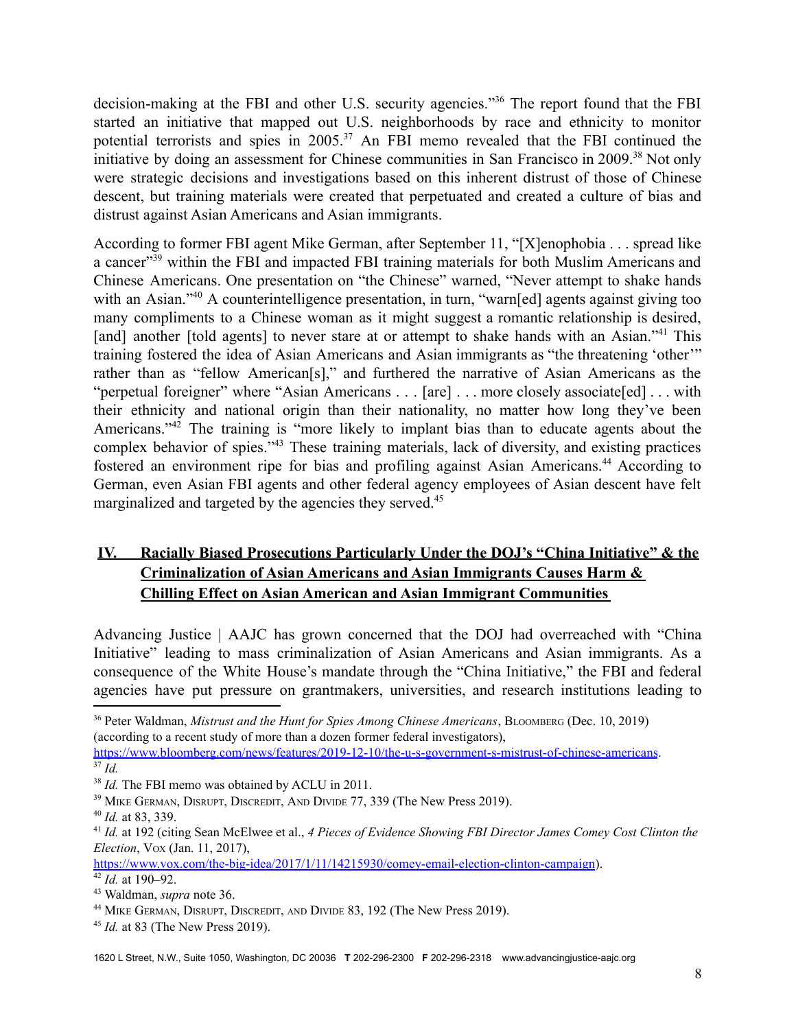decision-making at the FBI and other U.S. security agencies."[36] The report found that the FBI started an initiative that mapped out U.S. neighborhoods by race and ethnicity to monitor potential terrorists and spies in 2005.[37] An FBI memo revealed that the FBI continued the initiative by doing an assessment for Chinese communities in San Francisco in 2009.[38] Not only were strategic decisions and investigations based on this inherent distrust of those of Chinese descent, but training materials were created that perpetuated and created a culture of bias and distrust against Asian Americans and Asian immigrants.

According to former FBI agent Mike German, after September 11, "[X]enophobia . . . spread like a cancer"[39] within the FBI and impacted FBI training materials for both Muslim Americans and Chinese Americans. One presentation on "the Chinese" warned, "Never attempt to shake hands with an Asian."[40] A counterintelligence presentation, in turn, "warn[ed] agents against giving too many compliments to a Chinese woman as it might suggest a romantic relationship is desired, [and] another [told agents] to never stare at or attempt to shake hands with an Asian."[41] This training fostered the idea of Asian Americans and Asian immigrants as "the threatening 'other'" rather than as "fellow American[s]," and furthered the narrative of Asian Americans as the "perpetual foreigner" where "Asian Americans . . . [are] . . . more closely associate[ed] . . . with their ethnicity and national origin than their nationality, no matter how long they've been Americans."[42] The training is "more likely to implant bias than to educate agents about the complex behavior of spies."[43] These training materials, lack of diversity, and existing practices fostered an environment ripe for bias and profiling against Asian Americans.[44] According to German, even Asian FBI agents and other federal agency employees of Asian descent have felt marginalized and targeted by the agencies they served.[45]

## IV. Racially Biased Prosecutions Particularly Under the DOJ's "China Initiative" & the Criminalization of Asian Americans and Asian Immigrants Causes Harm & Chilling Effect on Asian American and Asian Immigrant Communities

Advancing Justice | AAJC has grown concerned that the DOJ had overreached with "China Initiative" leading to mass criminalization of Asian Americans and Asian immigrants. As a consequence of the White House's mandate through the "China Initiative," the FBI and federal agencies have put pressure on grantmakers, universities, and research institutions leading to

---

[36] Peter Waldman, *Mistrust and the Hunt for Spies Among Chinese Americans*, Bloomberg (Dec. 10, 2019) (according to a recent study of more than a dozen former federal investigators), https://www.bloomberg.com/news/features/2019-12-10/the-u-s-government-s-mistrust-of-chinese-americans.

[37] *Id.*

[38] *Id.* The FBI memo was obtained by ACLU in 2011.

[39] Mike German, Disrupt, Discredit, And Divide 77, 339 (The New Press 2019).

[40] *Id.* at 83, 339.

[41] *Id.* at 192 (citing Sean McElwee et al., *4 Pieces of Evidence Showing FBI Director James Comey Cost Clinton the Election*, Vox (Jan. 11, 2017), https://www.vox.com/the-big-idea/2017/1/11/14215930/comey-email-election-clinton-campaign).

[42] *Id.* at 190–92.

[43] Waldman, *supra* note 36.

[44] Mike German, Disrupt, Discredit, and Divide 83, 192 (The New Press 2019).

[45] *Id.* at 83 (The New Press 2019).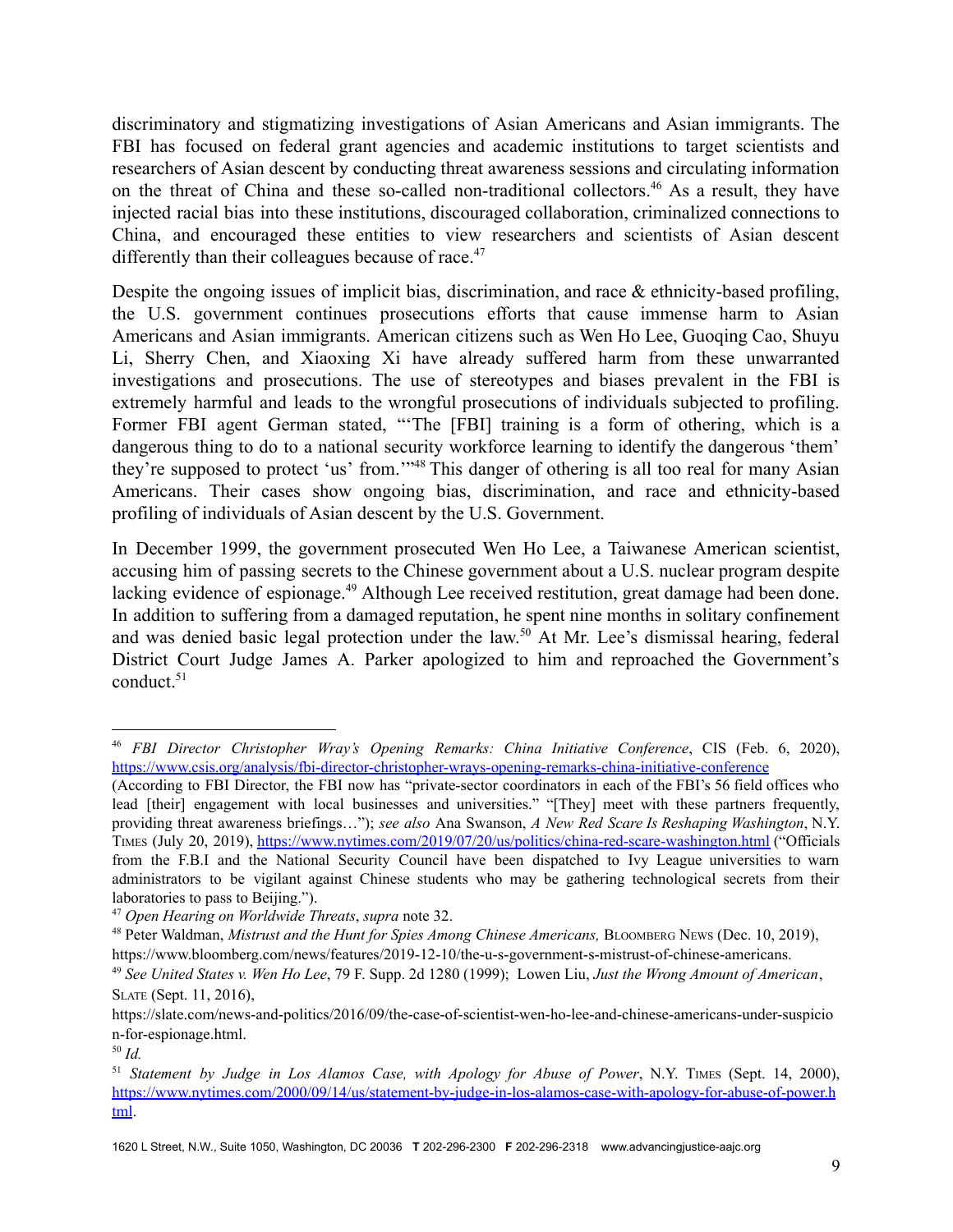discriminatory and stigmatizing investigations of Asian Americans and Asian immigrants. The FBI has focused on federal grant agencies and academic institutions to target scientists and researchers of Asian descent by conducting threat awareness sessions and circulating information on the threat of China and these so-called non-traditional collectors.[46] As a result, they have injected racial bias into these institutions, discouraged collaboration, criminalized connections to China, and encouraged these entities to view researchers and scientists of Asian descent differently than their colleagues because of race.[47]

Despite the ongoing issues of implicit bias, discrimination, and race & ethnicity-based profiling, the U.S. government continues prosecutions efforts that cause immense harm to Asian Americans and Asian immigrants. American citizens such as Wen Ho Lee, Guoqing Cao, Shuyu Li, Sherry Chen, and Xiaoxing Xi have already suffered harm from these unwarranted investigations and prosecutions. The use of stereotypes and biases prevalent in the FBI is extremely harmful and leads to the wrongful prosecutions of individuals subjected to profiling. Former FBI agent German stated, "'The [FBI] training is a form of othering, which is a dangerous thing to do to a national security workforce learning to identify the dangerous 'them' they're supposed to protect 'us' from.'"[48] This danger of othering is all too real for many Asian Americans. Their cases show ongoing bias, discrimination, and race and ethnicity-based profiling of individuals of Asian descent by the U.S. Government.

In December 1999, the government prosecuted Wen Ho Lee, a Taiwanese American scientist, accusing him of passing secrets to the Chinese government about a U.S. nuclear program despite lacking evidence of espionage.[49] Although Lee received restitution, great damage had been done. In addition to suffering from a damaged reputation, he spent nine months in solitary confinement and was denied basic legal protection under the law.[50] At Mr. Lee's dismissal hearing, federal District Court Judge James A. Parker apologized to him and reproached the Government's conduct.[51]

---

[46] *FBI Director Christopher Wray's Opening Remarks: China Initiative Conference*, CIS (Feb. 6, 2020), https://www.csis.org/analysis/fbi-director-christopher-wrays-opening-remarks-china-initiative-conference (According to FBI Director, the FBI now has "private-sector coordinators in each of the FBI's 56 field offices who lead [their] engagement with local businesses and universities." "[They] meet with these partners frequently, providing threat awareness briefings…"); *see also* Ana Swanson, *A New Red Scare Is Reshaping Washington*, N.Y. TIMES (July 20, 2019), https://www.nytimes.com/2019/07/20/us/politics/china-red-scare-washington.html ("Officials from the F.B.I and the National Security Council have been dispatched to Ivy League universities to warn administrators to be vigilant against Chinese students who may be gathering technological secrets from their laboratories to pass to Beijing.").

[47] *Open Hearing on Worldwide Threats*, *supra* note 32.

[48] Peter Waldman, *Mistrust and the Hunt for Spies Among Chinese Americans,* BLOOMBERG NEWS (Dec. 10, 2019), https://www.bloomberg.com/news/features/2019-12-10/the-u-s-government-s-mistrust-of-chinese-americans.

[49] *See United States v. Wen Ho Lee*, 79 F. Supp. 2d 1280 (1999); Lowen Liu, *Just the Wrong Amount of American*, SLATE (Sept. 11, 2016), https://slate.com/news-and-politics/2016/09/the-case-of-scientist-wen-ho-lee-and-chinese-americans-under-suspicion-for-espionage.html.

[50] *Id.*

[51] *Statement by Judge in Los Alamos Case, with Apology for Abuse of Power*, N.Y. TIMES (Sept. 14, 2000), https://www.nytimes.com/2000/09/14/us/statement-by-judge-in-los-alamos-case-with-apology-for-abuse-of-power.html.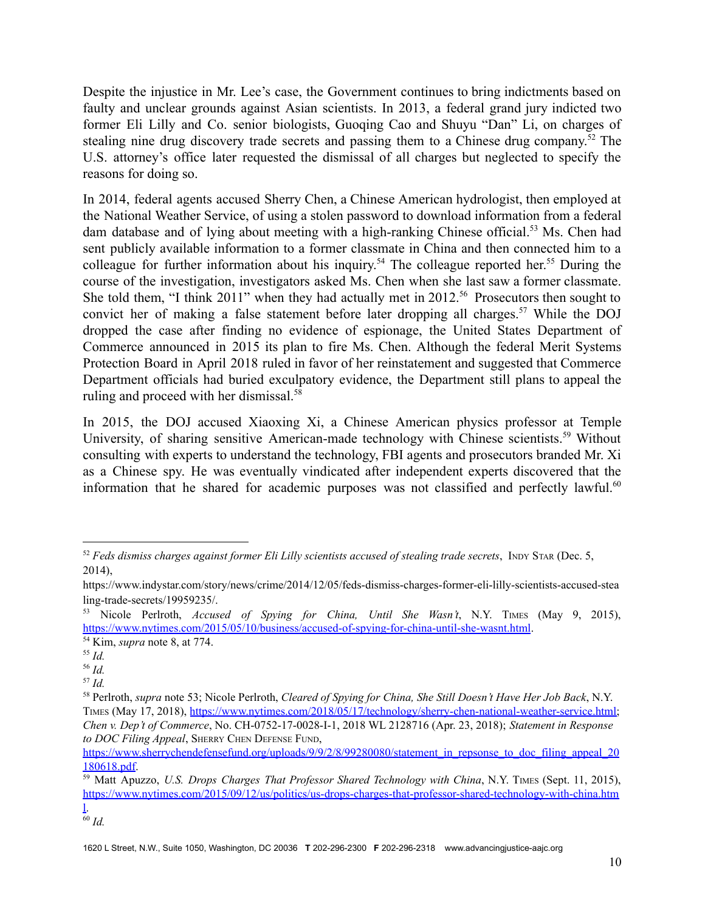Despite the injustice in Mr. Lee's case, the Government continues to bring indictments based on faulty and unclear grounds against Asian scientists. In 2013, a federal grand jury indicted two former Eli Lilly and Co. senior biologists, Guoqing Cao and Shuyu "Dan" Li, on charges of stealing nine drug discovery trade secrets and passing them to a Chinese drug company.[52] The U.S. attorney's office later requested the dismissal of all charges but neglected to specify the reasons for doing so.

In 2014, federal agents accused Sherry Chen, a Chinese American hydrologist, then employed at the National Weather Service, of using a stolen password to download information from a federal dam database and of lying about meeting with a high-ranking Chinese official.[53] Ms. Chen had sent publicly available information to a former classmate in China and then connected him to a colleague for further information about his inquiry.[54] The colleague reported her.[55] During the course of the investigation, investigators asked Ms. Chen when she last saw a former classmate. She told them, "I think 2011" when they had actually met in 2012.[56] Prosecutors then sought to convict her of making a false statement before later dropping all charges.[57] While the DOJ dropped the case after finding no evidence of espionage, the United States Department of Commerce announced in 2015 its plan to fire Ms. Chen. Although the federal Merit Systems Protection Board in April 2018 ruled in favor of her reinstatement and suggested that Commerce Department officials had buried exculpatory evidence, the Department still plans to appeal the ruling and proceed with her dismissal.[58]

In 2015, the DOJ accused Xiaoxing Xi, a Chinese American physics professor at Temple University, of sharing sensitive American-made technology with Chinese scientists.[59] Without consulting with experts to understand the technology, FBI agents and prosecutors branded Mr. Xi as a Chinese spy. He was eventually vindicated after independent experts discovered that the information that he shared for academic purposes was not classified and perfectly lawful.[60]

---

[52] *Feds dismiss charges against former Eli Lilly scientists accused of stealing trade secrets*, INDY STAR (Dec. 5, 2014), https://www.indystar.com/story/news/crime/2014/12/05/feds-dismiss-charges-former-eli-lilly-scientists-accused-stealing-trade-secrets/19959235/.

[53] Nicole Perlroth, *Accused of Spying for China, Until She Wasn't*, N.Y. TIMES (May 9, 2015), https://www.nytimes.com/2015/05/10/business/accused-of-spying-for-china-until-she-wasnt.html.

[54] Kim, *supra* note 8, at 774.

[55] *Id.*

[56] *Id.*

[57] *Id.*

[58] Perlroth, *supra* note 53; Nicole Perlroth, *Cleared of Spying for China, She Still Doesn't Have Her Job Back*, N.Y. TIMES (May 17, 2018), https://www.nytimes.com/2018/05/17/technology/sherry-chen-national-weather-service.html; *Chen v. Dep't of Commerce*, No. CH-0752-17-0028-I-1, 2018 WL 2128716 (Apr. 23, 2018); *Statement in Response to DOC Filing Appeal*, SHERRY CHEN DEFENSE FUND, https://www.sherrychendefensefund.org/uploads/9/9/2/8/99280080/statement_in_repsonse_to_doc_filing_appeal_20180618.pdf.

[59] Matt Apuzzo, *U.S. Drops Charges That Professor Shared Technology with China*, N.Y. TIMES (Sept. 11, 2015), https://www.nytimes.com/2015/09/12/us/politics/us-drops-charges-that-professor-shared-technology-with-china.html.

[60] *Id.*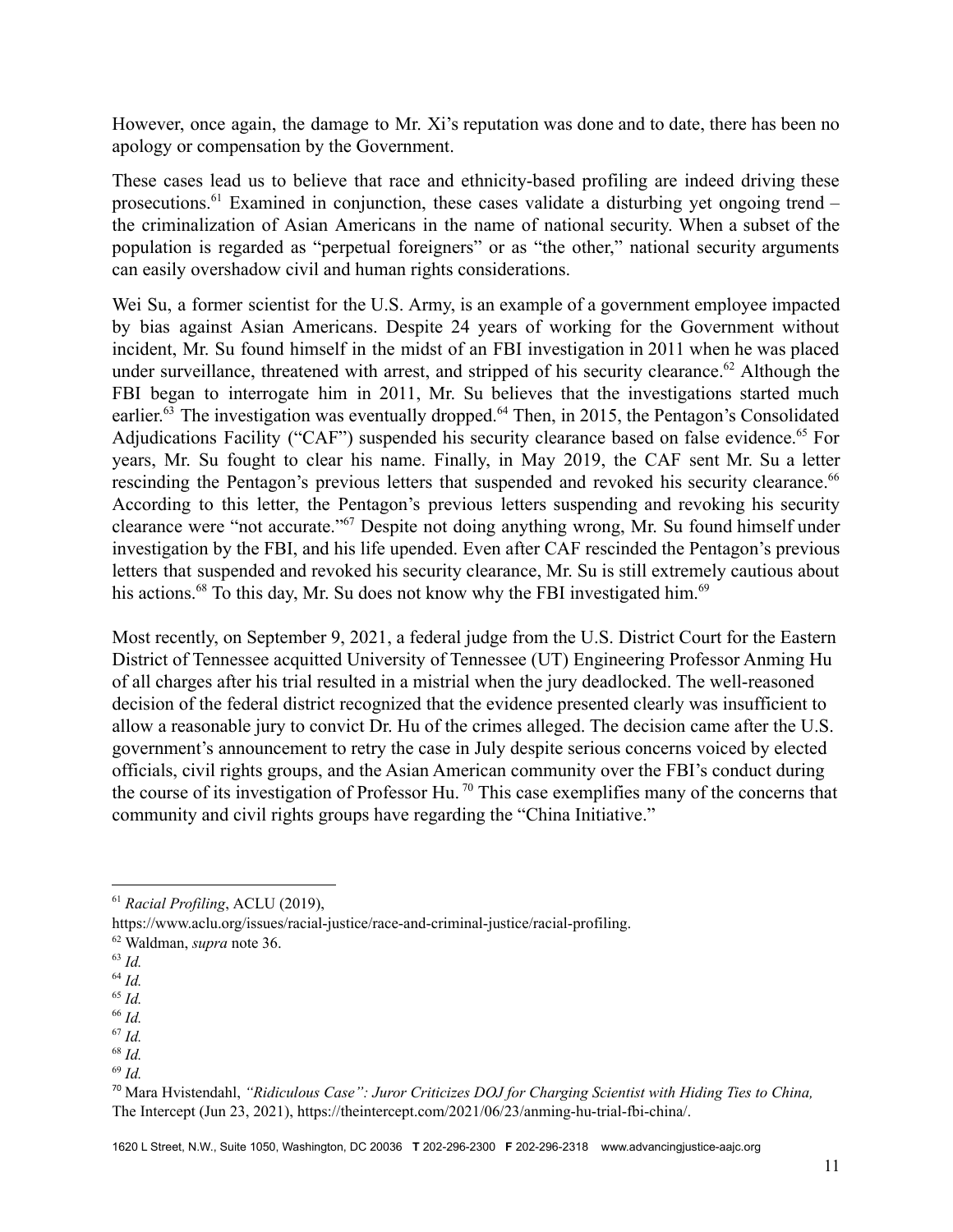However, once again, the damage to Mr. Xi's reputation was done and to date, there has been no apology or compensation by the Government.

These cases lead us to believe that race and ethnicity-based profiling are indeed driving these prosecutions.[61] Examined in conjunction, these cases validate a disturbing yet ongoing trend – the criminalization of Asian Americans in the name of national security. When a subset of the population is regarded as "perpetual foreigners" or as "the other," national security arguments can easily overshadow civil and human rights considerations.

Wei Su, a former scientist for the U.S. Army, is an example of a government employee impacted by bias against Asian Americans. Despite 24 years of working for the Government without incident, Mr. Su found himself in the midst of an FBI investigation in 2011 when he was placed under surveillance, threatened with arrest, and stripped of his security clearance.[62] Although the FBI began to interrogate him in 2011, Mr. Su believes that the investigations started much earlier.[63] The investigation was eventually dropped.[64] Then, in 2015, the Pentagon's Consolidated Adjudications Facility ("CAF") suspended his security clearance based on false evidence.[65] For years, Mr. Su fought to clear his name. Finally, in May 2019, the CAF sent Mr. Su a letter rescinding the Pentagon's previous letters that suspended and revoked his security clearance.[66] According to this letter, the Pentagon's previous letters suspending and revoking his security clearance were "not accurate."[67] Despite not doing anything wrong, Mr. Su found himself under investigation by the FBI, and his life upended. Even after CAF rescinded the Pentagon's previous letters that suspended and revoked his security clearance, Mr. Su is still extremely cautious about his actions.[68] To this day, Mr. Su does not know why the FBI investigated him.[69]

Most recently, on September 9, 2021, a federal judge from the U.S. District Court for the Eastern District of Tennessee acquitted University of Tennessee (UT) Engineering Professor Anming Hu of all charges after his trial resulted in a mistrial when the jury deadlocked. The well-reasoned decision of the federal district recognized that the evidence presented clearly was insufficient to allow a reasonable jury to convict Dr. Hu of the crimes alleged. The decision came after the U.S. government's announcement to retry the case in July despite serious concerns voiced by elected officials, civil rights groups, and the Asian American community over the FBI's conduct during the course of its investigation of Professor Hu.[70] This case exemplifies many of the concerns that community and civil rights groups have regarding the "China Initiative."

---

[61] *Racial Profiling*, ACLU (2019), https://www.aclu.org/issues/racial-justice/race-and-criminal-justice/racial-profiling.

[62] Waldman, *supra* note 36.

[63] *Id.*

[64] *Id.*

[65] *Id.*

[66] *Id.*

[67] *Id.*

[68] *Id.*

[69] *Id.*

[70] Mara Hvistendahl, *"Ridiculous Case": Juror Criticizes DOJ for Charging Scientist with Hiding Ties to China,* The Intercept (Jun 23, 2021), https://theintercept.com/2021/06/23/anming-hu-trial-fbi-china/.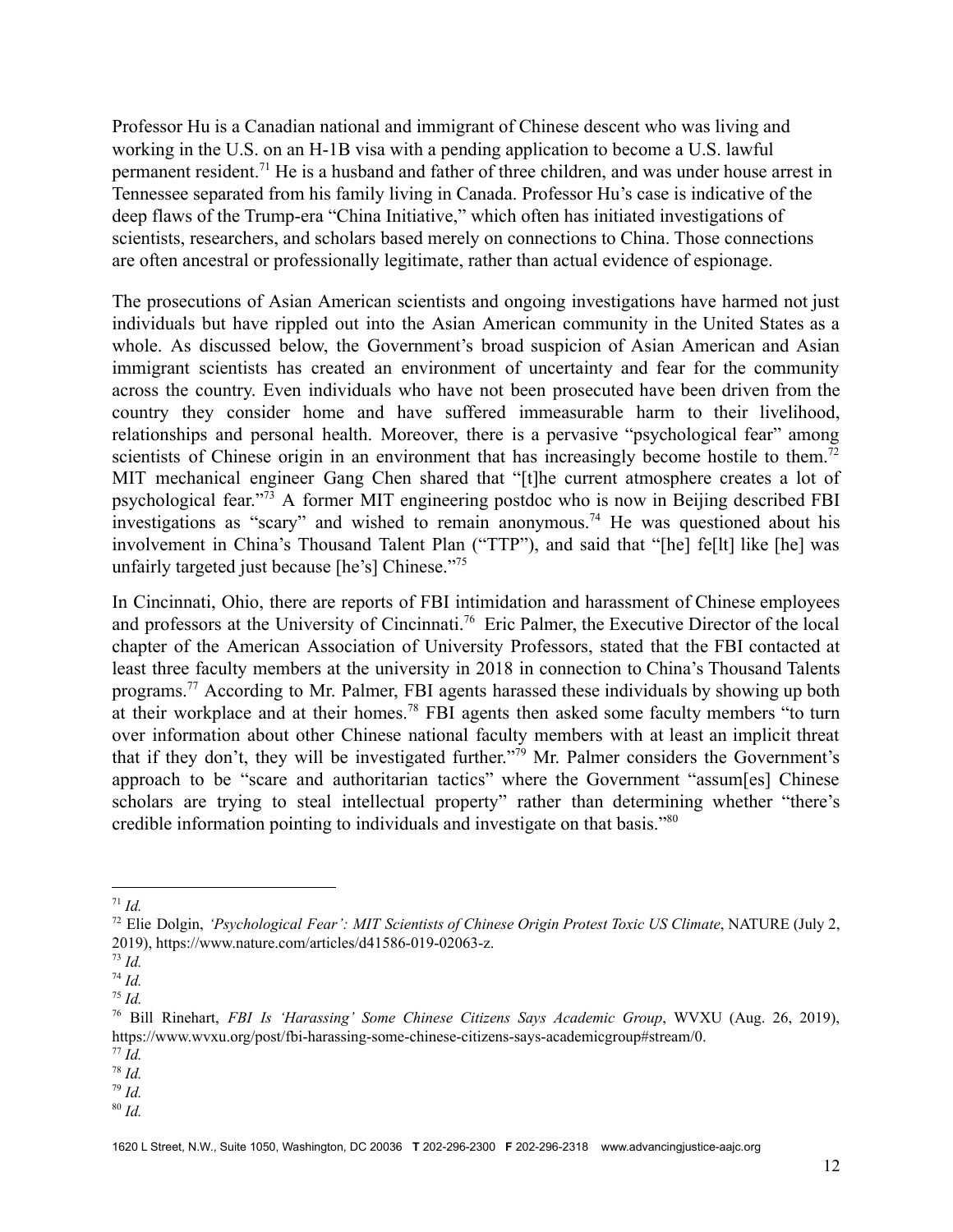Professor Hu is a Canadian national and immigrant of Chinese descent who was living and working in the U.S. on an H-1B visa with a pending application to become a U.S. lawful permanent resident.[71] He is a husband and father of three children, and was under house arrest in Tennessee separated from his family living in Canada. Professor Hu's case is indicative of the deep flaws of the Trump-era "China Initiative," which often has initiated investigations of scientists, researchers, and scholars based merely on connections to China. Those connections are often ancestral or professionally legitimate, rather than actual evidence of espionage.

The prosecutions of Asian American scientists and ongoing investigations have harmed not just individuals but have rippled out into the Asian American community in the United States as a whole. As discussed below, the Government's broad suspicion of Asian American and Asian immigrant scientists has created an environment of uncertainty and fear for the community across the country. Even individuals who have not been prosecuted have been driven from the country they consider home and have suffered immeasurable harm to their livelihood, relationships and personal health. Moreover, there is a pervasive "psychological fear" among scientists of Chinese origin in an environment that has increasingly become hostile to them.[72] MIT mechanical engineer Gang Chen shared that "[t]he current atmosphere creates a lot of psychological fear."[73] A former MIT engineering postdoc who is now in Beijing described FBI investigations as "scary" and wished to remain anonymous.[74] He was questioned about his involvement in China's Thousand Talent Plan ("TTP"), and said that "[he] fe[lt] like [he] was unfairly targeted just because [he's] Chinese."[75]

In Cincinnati, Ohio, there are reports of FBI intimidation and harassment of Chinese employees and professors at the University of Cincinnati.[76] Eric Palmer, the Executive Director of the local chapter of the American Association of University Professors, stated that the FBI contacted at least three faculty members at the university in 2018 in connection to China's Thousand Talents programs.[77] According to Mr. Palmer, FBI agents harassed these individuals by showing up both at their workplace and at their homes.[78] FBI agents then asked some faculty members "to turn over information about other Chinese national faculty members with at least an implicit threat that if they don't, they will be investigated further."[79] Mr. Palmer considers the Government's approach to be "scare and authoritarian tactics" where the Government "assum[es] Chinese scholars are trying to steal intellectual property" rather than determining whether "there's credible information pointing to individuals and investigate on that basis."[80]

---

[71] *Id.*

[72] Elie Dolgin, *'Psychological Fear': MIT Scientists of Chinese Origin Protest Toxic US Climate*, NATURE (July 2, 2019), https://www.nature.com/articles/d41586-019-02063-z.

[73] *Id.*

[74] *Id.*

[75] *Id.*

[76] Bill Rinehart, *FBI Is 'Harassing' Some Chinese Citizens Says Academic Group*, WVXU (Aug. 26, 2019), https://www.wvxu.org/post/fbi-harassing-some-chinese-citizens-says-academicgroup#stream/0.

[77] *Id.*

[78] *Id.*

[79] *Id.*

[80] *Id.*

1620 L Street, N.W., Suite 1050, Washington, DC 20036 **T** 202-296-2300 **F** 202-296-2318 www.advancingjustice-aajc.org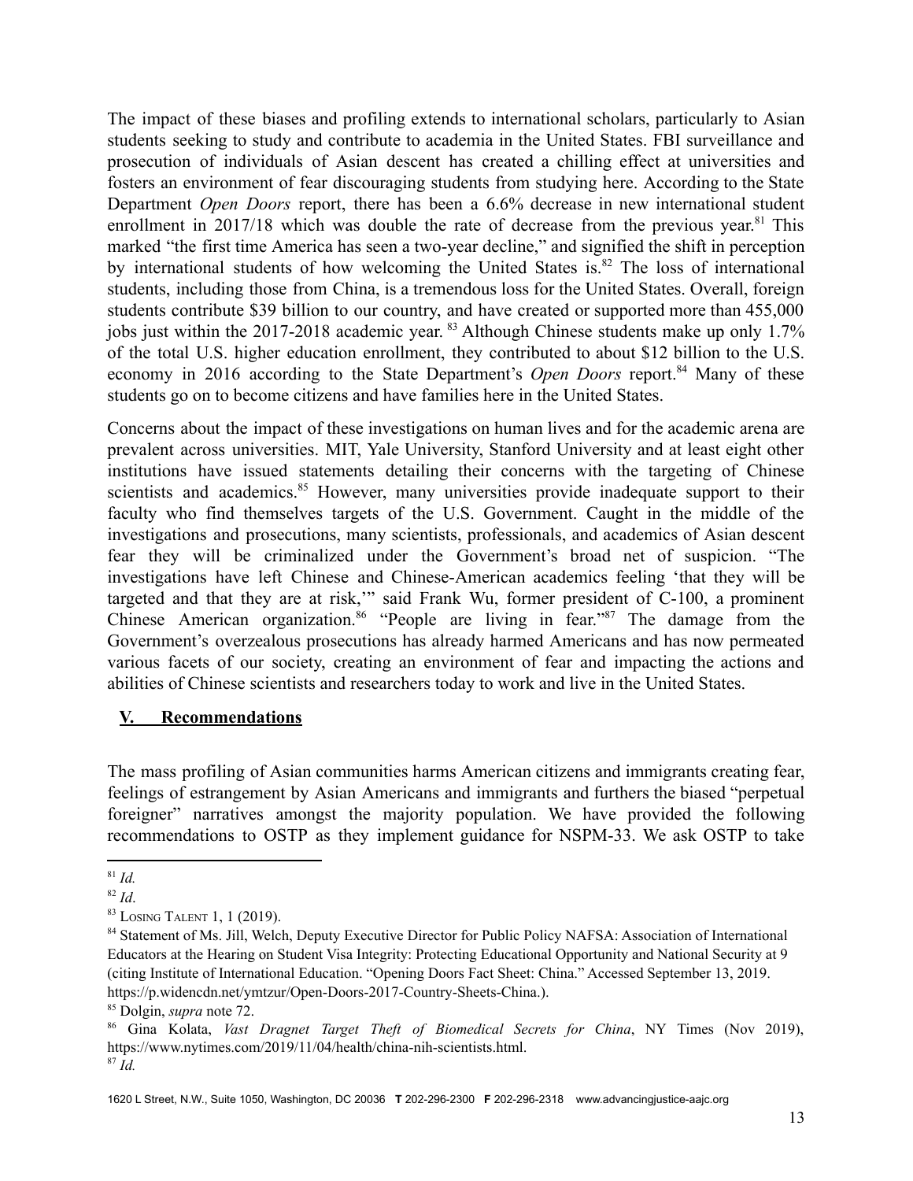The impact of these biases and profiling extends to international scholars, particularly to Asian students seeking to study and contribute to academia in the United States. FBI surveillance and prosecution of individuals of Asian descent has created a chilling effect at universities and fosters an environment of fear discouraging students from studying here. According to the State Department *Open Doors* report, there has been a 6.6% decrease in new international student enrollment in 2017/18 which was double the rate of decrease from the previous year.[81] This marked "the first time America has seen a two-year decline," and signified the shift in perception by international students of how welcoming the United States is.[82] The loss of international students, including those from China, is a tremendous loss for the United States. Overall, foreign students contribute $39 billion to our country, and have created or supported more than 455,000 jobs just within the 2017-2018 academic year.[83] Although Chinese students make up only 1.7% of the total U.S. higher education enrollment, they contributed to about $12 billion to the U.S. economy in 2016 according to the State Department's *Open Doors* report.[84] Many of these students go on to become citizens and have families here in the United States.

Concerns about the impact of these investigations on human lives and for the academic arena are prevalent across universities. MIT, Yale University, Stanford University and at least eight other institutions have issued statements detailing their concerns with the targeting of Chinese scientists and academics.[85] However, many universities provide inadequate support to their faculty who find themselves targets of the U.S. Government. Caught in the middle of the investigations and prosecutions, many scientists, professionals, and academics of Asian descent fear they will be criminalized under the Government's broad net of suspicion. "The investigations have left Chinese and Chinese-American academics feeling 'that they will be targeted and that they are at risk,'" said Frank Wu, former president of C-100, a prominent Chinese American organization.[86] "People are living in fear."[87] The damage from the Government's overzealous prosecutions has already harmed Americans and has now permeated various facets of our society, creating an environment of fear and impacting the actions and abilities of Chinese scientists and researchers today to work and live in the United States.

## V. Recommendations

The mass profiling of Asian communities harms American citizens and immigrants creating fear, feelings of estrangement by Asian Americans and immigrants and furthers the biased "perpetual foreigner" narratives amongst the majority population. We have provided the following recommendations to OSTP as they implement guidance for NSPM-33. We ask OSTP to take

---

[81] *Id.*

[82] *Id*.

[83] Losing Talent 1, 1 (2019).

[84] Statement of Ms. Jill, Welch, Deputy Executive Director for Public Policy NAFSA: Association of International Educators at the Hearing on Student Visa Integrity: Protecting Educational Opportunity and National Security at 9 (citing Institute of International Education. "Opening Doors Fact Sheet: China." Accessed September 13, 2019. https://p.widencdn.net/ymtzur/Open-Doors-2017-Country-Sheets-China.).

[85] Dolgin, *supra* note 72.

[86] Gina Kolata, *Vast Dragnet Target Theft of Biomedical Secrets for China*, NY Times (Nov 2019), https://www.nytimes.com/2019/11/04/health/china-nih-scientists.html.

[87] *Id.*

1620 L Street, N.W., Suite 1050, Washington, DC 20036 **T** 202-296-2300 **F** 202-296-2318 www.advancingjustice-aajc.org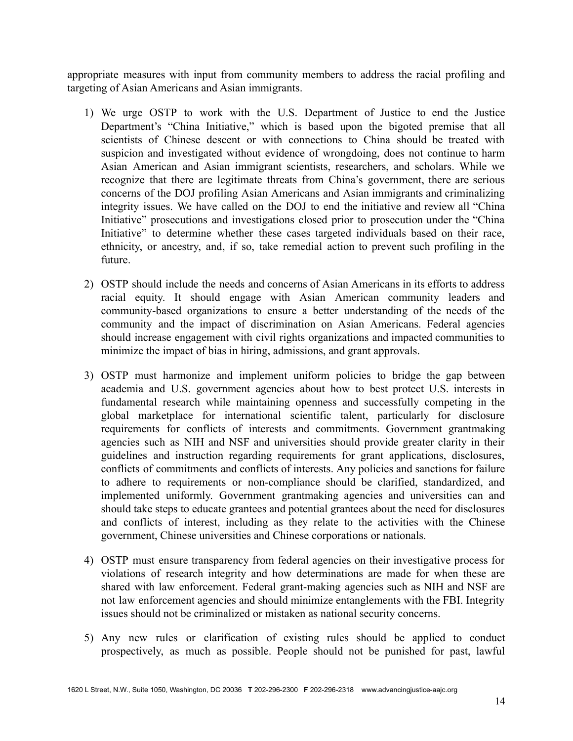appropriate measures with input from community members to address the racial profiling and targeting of Asian Americans and Asian immigrants.

1) We urge OSTP to work with the U.S. Department of Justice to end the Justice Department's "China Initiative," which is based upon the bigoted premise that all scientists of Chinese descent or with connections to China should be treated with suspicion and investigated without evidence of wrongdoing, does not continue to harm Asian American and Asian immigrant scientists, researchers, and scholars. While we recognize that there are legitimate threats from China's government, there are serious concerns of the DOJ profiling Asian Americans and Asian immigrants and criminalizing integrity issues. We have called on the DOJ to end the initiative and review all "China Initiative" prosecutions and investigations closed prior to prosecution under the "China Initiative" to determine whether these cases targeted individuals based on their race, ethnicity, or ancestry, and, if so, take remedial action to prevent such profiling in the future.

2) OSTP should include the needs and concerns of Asian Americans in its efforts to address racial equity. It should engage with Asian American community leaders and community-based organizations to ensure a better understanding of the needs of the community and the impact of discrimination on Asian Americans. Federal agencies should increase engagement with civil rights organizations and impacted communities to minimize the impact of bias in hiring, admissions, and grant approvals.

3) OSTP must harmonize and implement uniform policies to bridge the gap between academia and U.S. government agencies about how to best protect U.S. interests in fundamental research while maintaining openness and successfully competing in the global marketplace for international scientific talent, particularly for disclosure requirements for conflicts of interests and commitments. Government grantmaking agencies such as NIH and NSF and universities should provide greater clarity in their guidelines and instruction regarding requirements for grant applications, disclosures, conflicts of commitments and conflicts of interests. Any policies and sanctions for failure to adhere to requirements or non-compliance should be clarified, standardized, and implemented uniformly. Government grantmaking agencies and universities can and should take steps to educate grantees and potential grantees about the need for disclosures and conflicts of interest, including as they relate to the activities with the Chinese government, Chinese universities and Chinese corporations or nationals.

4) OSTP must ensure transparency from federal agencies on their investigative process for violations of research integrity and how determinations are made for when these are shared with law enforcement. Federal grant-making agencies such as NIH and NSF are not law enforcement agencies and should minimize entanglements with the FBI. Integrity issues should not be criminalized or mistaken as national security concerns.

5) Any new rules or clarification of existing rules should be applied to conduct prospectively, as much as possible. People should not be punished for past, lawful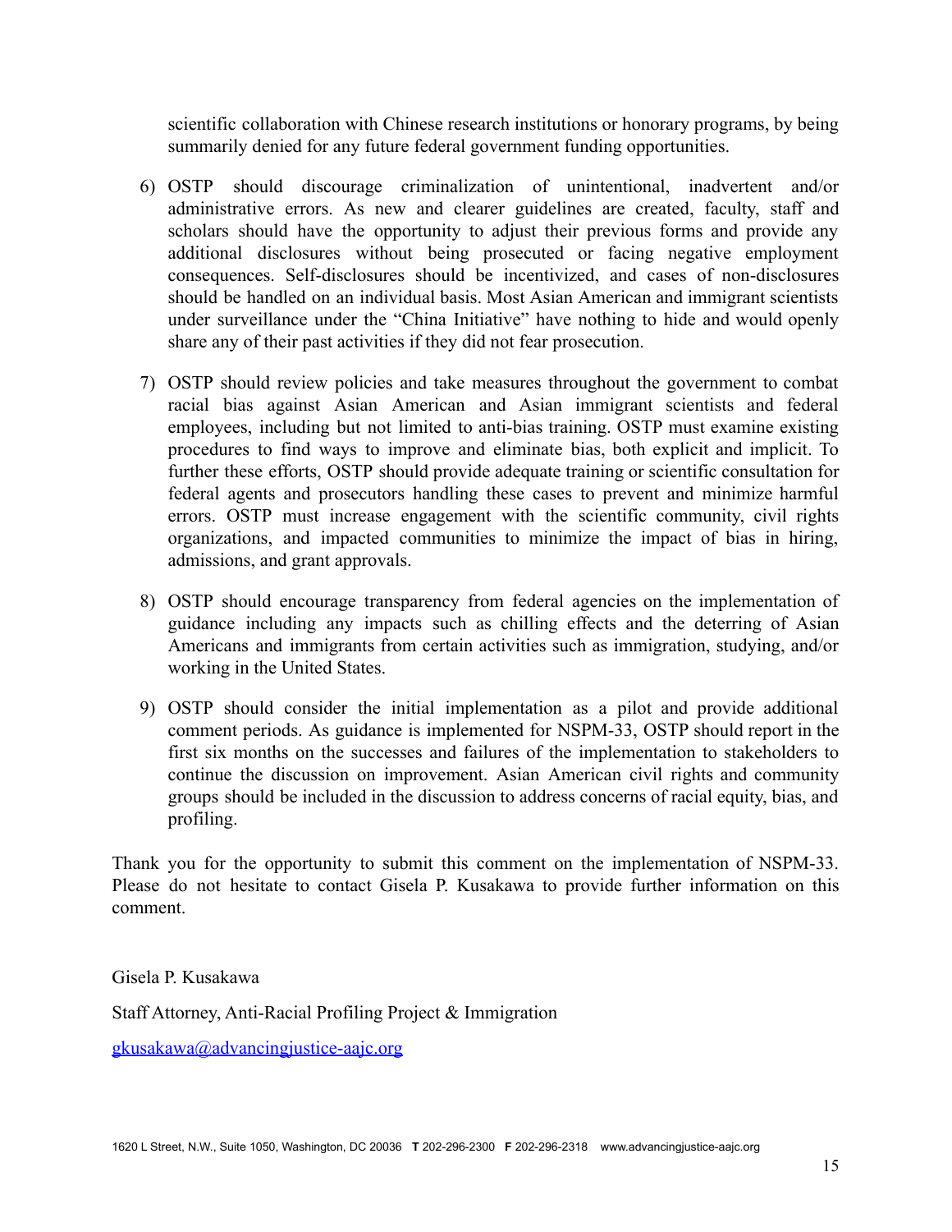scientific collaboration with Chinese research institutions or honorary programs, by being summarily denied for any future federal government funding opportunities.

6) OSTP should discourage criminalization of unintentional, inadvertent and/or administrative errors. As new and clearer guidelines are created, faculty, staff and scholars should have the opportunity to adjust their previous forms and provide any additional disclosures without being prosecuted or facing negative employment consequences. Self-disclosures should be incentivized, and cases of non-disclosures should be handled on an individual basis. Most Asian American and immigrant scientists under surveillance under the "China Initiative" have nothing to hide and would openly share any of their past activities if they did not fear prosecution.

7) OSTP should review policies and take measures throughout the government to combat racial bias against Asian American and Asian immigrant scientists and federal employees, including but not limited to anti-bias training. OSTP must examine existing procedures to find ways to improve and eliminate bias, both explicit and implicit. To further these efforts, OSTP should provide adequate training or scientific consultation for federal agents and prosecutors handling these cases to prevent and minimize harmful errors. OSTP must increase engagement with the scientific community, civil rights organizations, and impacted communities to minimize the impact of bias in hiring, admissions, and grant approvals.

8) OSTP should encourage transparency from federal agencies on the implementation of guidance including any impacts such as chilling effects and the deterring of Asian Americans and immigrants from certain activities such as immigration, studying, and/or working in the United States.

9) OSTP should consider the initial implementation as a pilot and provide additional comment periods. As guidance is implemented for NSPM-33, OSTP should report in the first six months on the successes and failures of the implementation to stakeholders to continue the discussion on improvement. Asian American civil rights and community groups should be included in the discussion to address concerns of racial equity, bias, and profiling.

Thank you for the opportunity to submit this comment on the implementation of NSPM-33. Please do not hesitate to contact Gisela P. Kusakawa to provide further information on this comment.

Gisela P. Kusakawa

Staff Attorney, Anti-Racial Profiling Project & Immigration

gkusakawa@advancingjustice-aajc.org

1620 L Street, N.W., Suite 1050, Washington, DC 20036 **T** 202-296-2300 **F** 202-296-2318 www.advancingjustice-aajc.org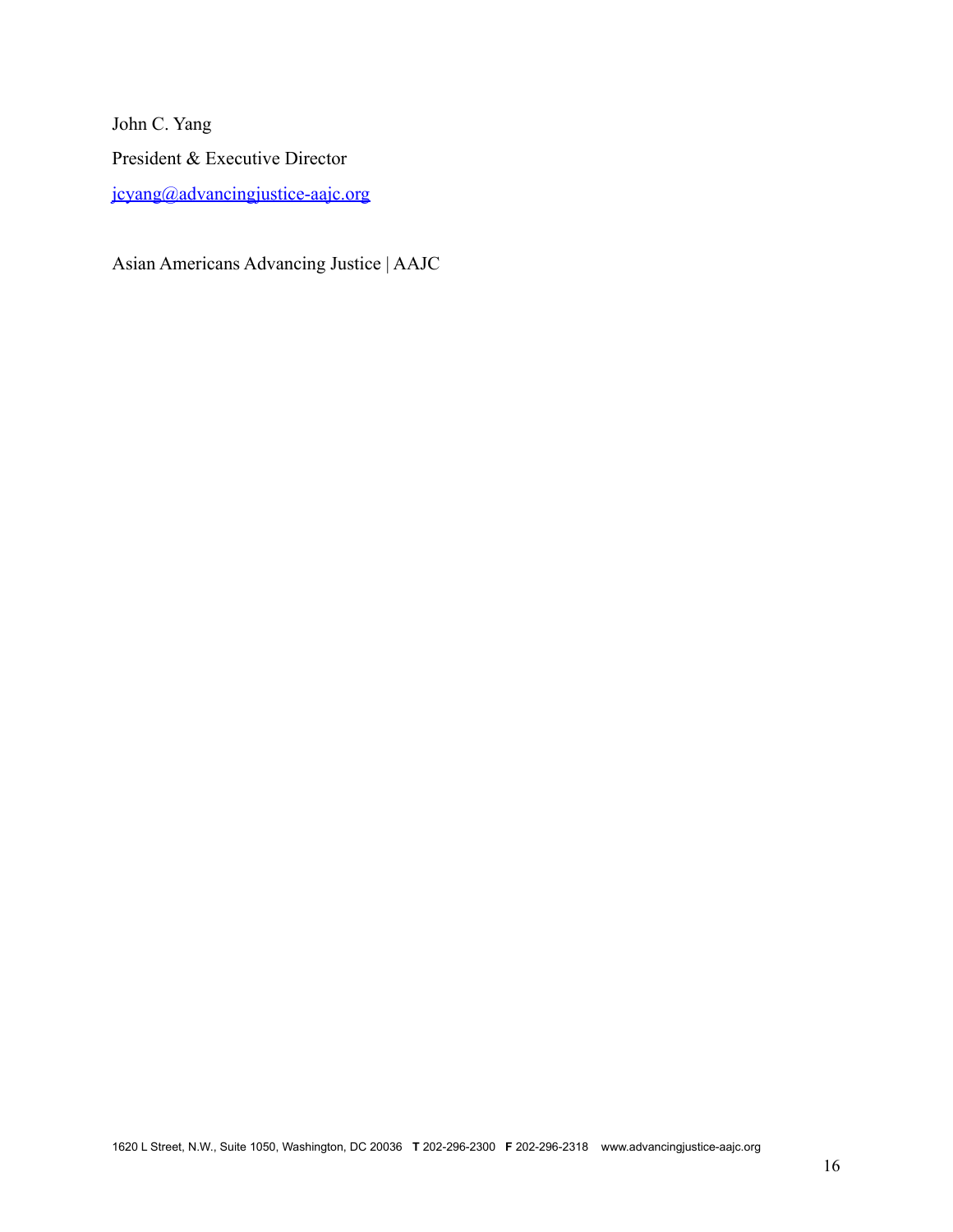John C. Yang

President & Executive Director

jcyang@advancingjustice-aajc.org

Asian Americans Advancing Justice | AAJC